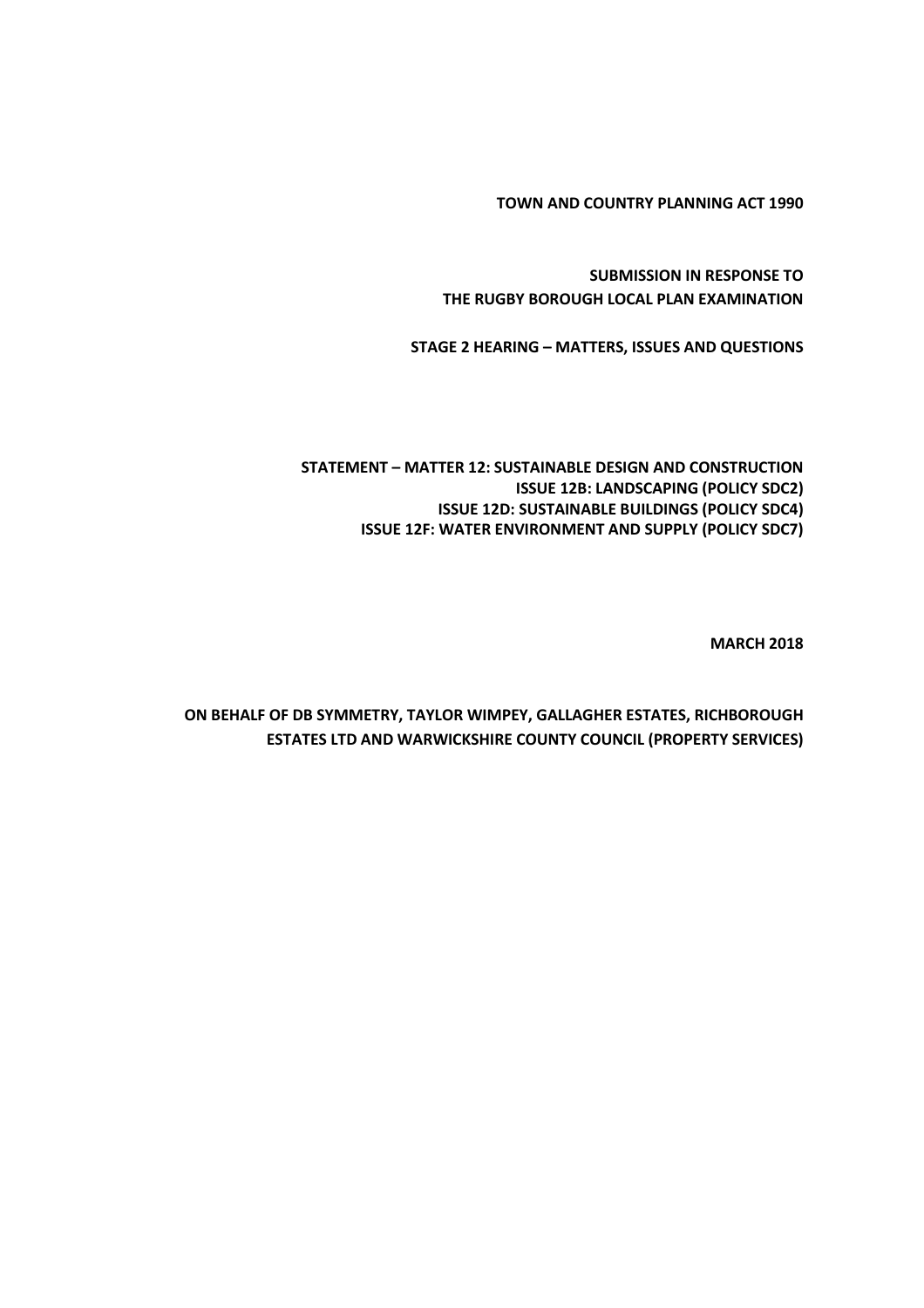**TOWN AND COUNTRY PLANNING ACT 1990**

**SUBMISSION IN RESPONSE TO**
**THE RUGBY BOROUGH LOCAL PLAN EXAMINATION**

**STAGE 2 HEARING – MATTERS, ISSUES AND QUESTIONS**

**STATEMENT – MATTER 12: SUSTAINABLE DESIGN AND CONSTRUCTION**
**ISSUE 12B: LANDSCAPING (POLICY SDC2)**
**ISSUE 12D: SUSTAINABLE BUILDINGS (POLICY SDC4)**
**ISSUE 12F: WATER ENVIRONMENT AND SUPPLY (POLICY SDC7)**

**MARCH 2018**

**ON BEHALF OF DB SYMMETRY, TAYLOR WIMPEY, GALLAGHER ESTATES, RICHBOROUGH ESTATES LTD AND WARWICKSHIRE COUNTY COUNCIL (PROPERTY SERVICES)**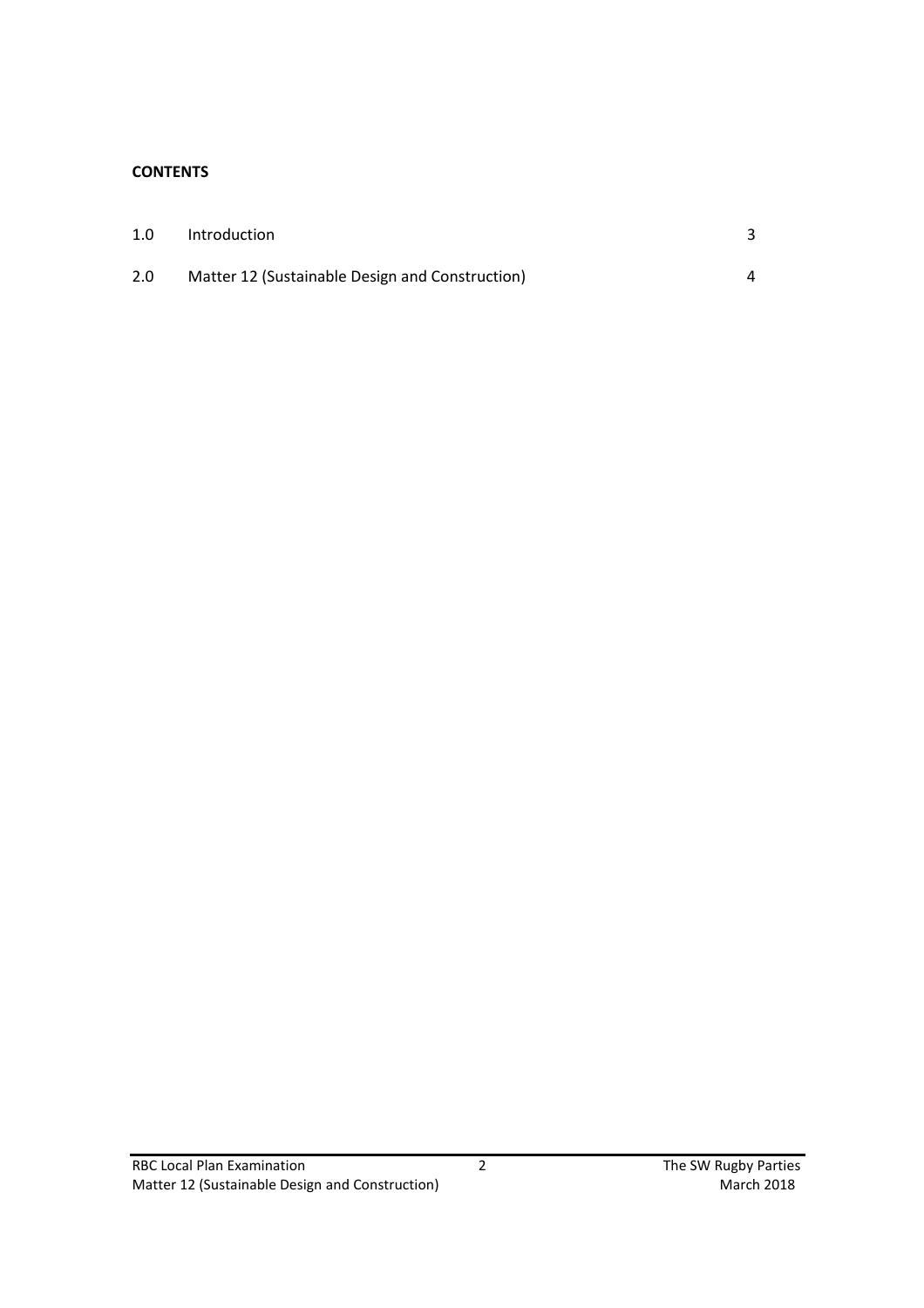**CONTENTS**

| | | |
|---|---|---|
| 1.0 | Introduction | 3 |
| 2.0 | Matter 12 (Sustainable Design and Construction) | 4 |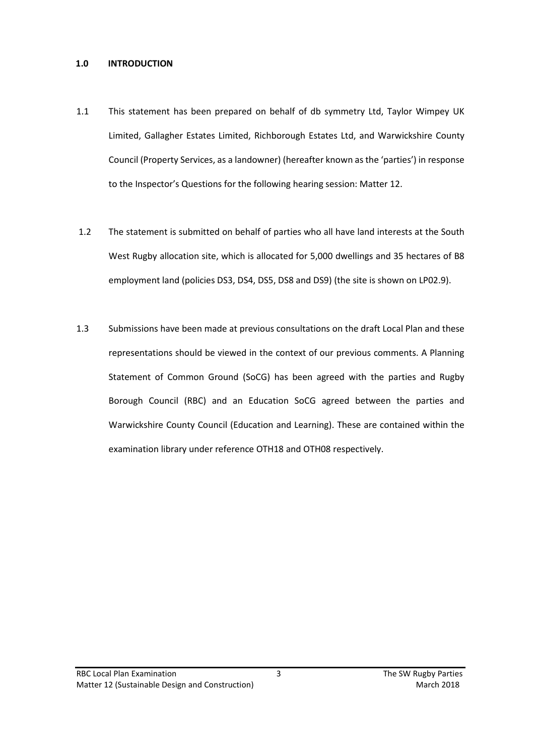## 1.0 INTRODUCTION

1.1 This statement has been prepared on behalf of db symmetry Ltd, Taylor Wimpey UK Limited, Gallagher Estates Limited, Richborough Estates Ltd, and Warwickshire County Council (Property Services, as a landowner) (hereafter known as the 'parties') in response to the Inspector's Questions for the following hearing session: Matter 12.

1.2 The statement is submitted on behalf of parties who all have land interests at the South West Rugby allocation site, which is allocated for 5,000 dwellings and 35 hectares of B8 employment land (policies DS3, DS4, DS5, DS8 and DS9) (the site is shown on LP02.9).

1.3 Submissions have been made at previous consultations on the draft Local Plan and these representations should be viewed in the context of our previous comments. A Planning Statement of Common Ground (SoCG) has been agreed with the parties and Rugby Borough Council (RBC) and an Education SoCG agreed between the parties and Warwickshire County Council (Education and Learning). These are contained within the examination library under reference OTH18 and OTH08 respectively.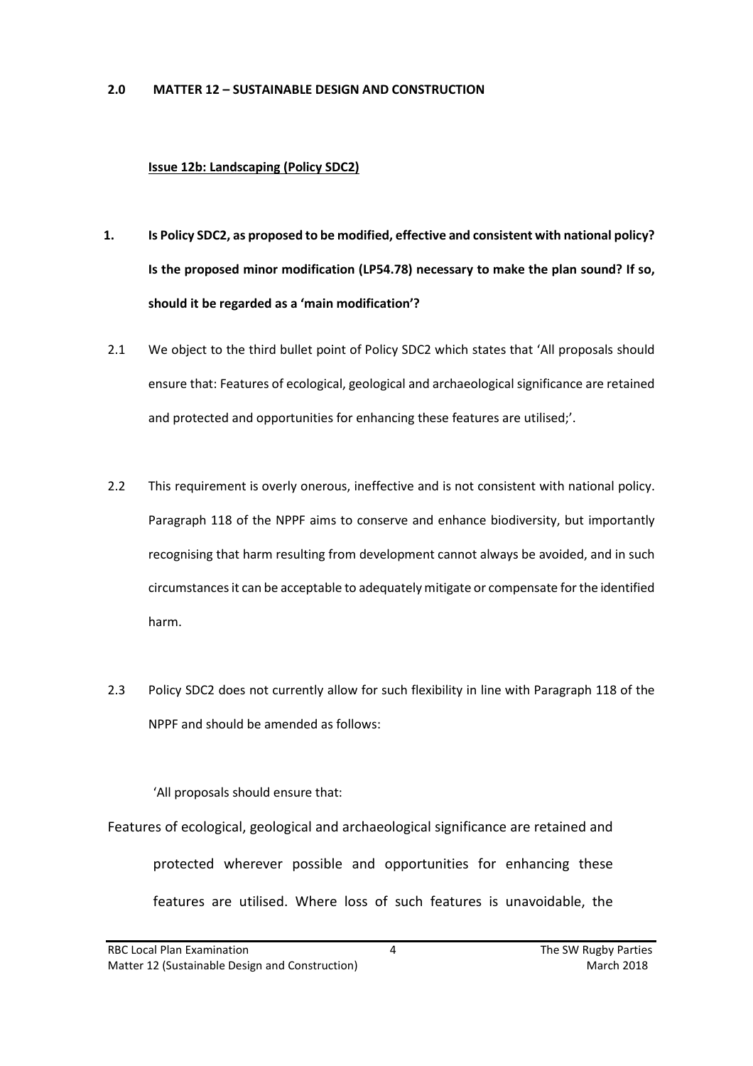## 2.0 MATTER 12 – SUSTAINABLE DESIGN AND CONSTRUCTION

**Issue 12b: Landscaping (Policy SDC2)**

1. **Is Policy SDC2, as proposed to be modified, effective and consistent with national policy? Is the proposed minor modification (LP54.78) necessary to make the plan sound? If so, should it be regarded as a 'main modification'?**

2.1 We object to the third bullet point of Policy SDC2 which states that 'All proposals should ensure that: Features of ecological, geological and archaeological significance are retained and protected and opportunities for enhancing these features are utilised;'.

2.2 This requirement is overly onerous, ineffective and is not consistent with national policy. Paragraph 118 of the NPPF aims to conserve and enhance biodiversity, but importantly recognising that harm resulting from development cannot always be avoided, and in such circumstances it can be acceptable to adequately mitigate or compensate for the identified harm.

2.3 Policy SDC2 does not currently allow for such flexibility in line with Paragraph 118 of the NPPF and should be amended as follows:

'All proposals should ensure that:

Features of ecological, geological and archaeological significance are retained and protected wherever possible and opportunities for enhancing these features are utilised. Where loss of such features is unavoidable, the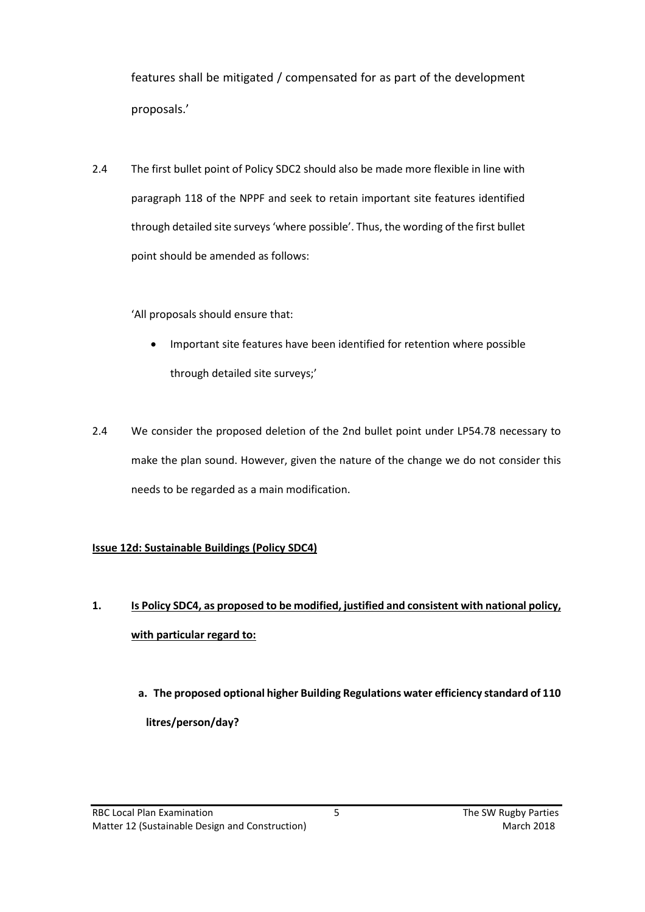features shall be mitigated / compensated for as part of the development proposals.'

2.4 The first bullet point of Policy SDC2 should also be made more flexible in line with paragraph 118 of the NPPF and seek to retain important site features identified through detailed site surveys 'where possible'. Thus, the wording of the first bullet point should be amended as follows:

'All proposals should ensure that:

- Important site features have been identified for retention where possible through detailed site surveys;'

2.4 We consider the proposed deletion of the 2nd bullet point under LP54.78 necessary to make the plan sound. However, given the nature of the change we do not consider this needs to be regarded as a main modification.

**Issue 12d: Sustainable Buildings (Policy SDC4)**

1. **Is Policy SDC4, as proposed to be modified, justified and consistent with national policy, with particular regard to:**

   a. **The proposed optional higher Building Regulations water efficiency standard of 110 litres/person/day?**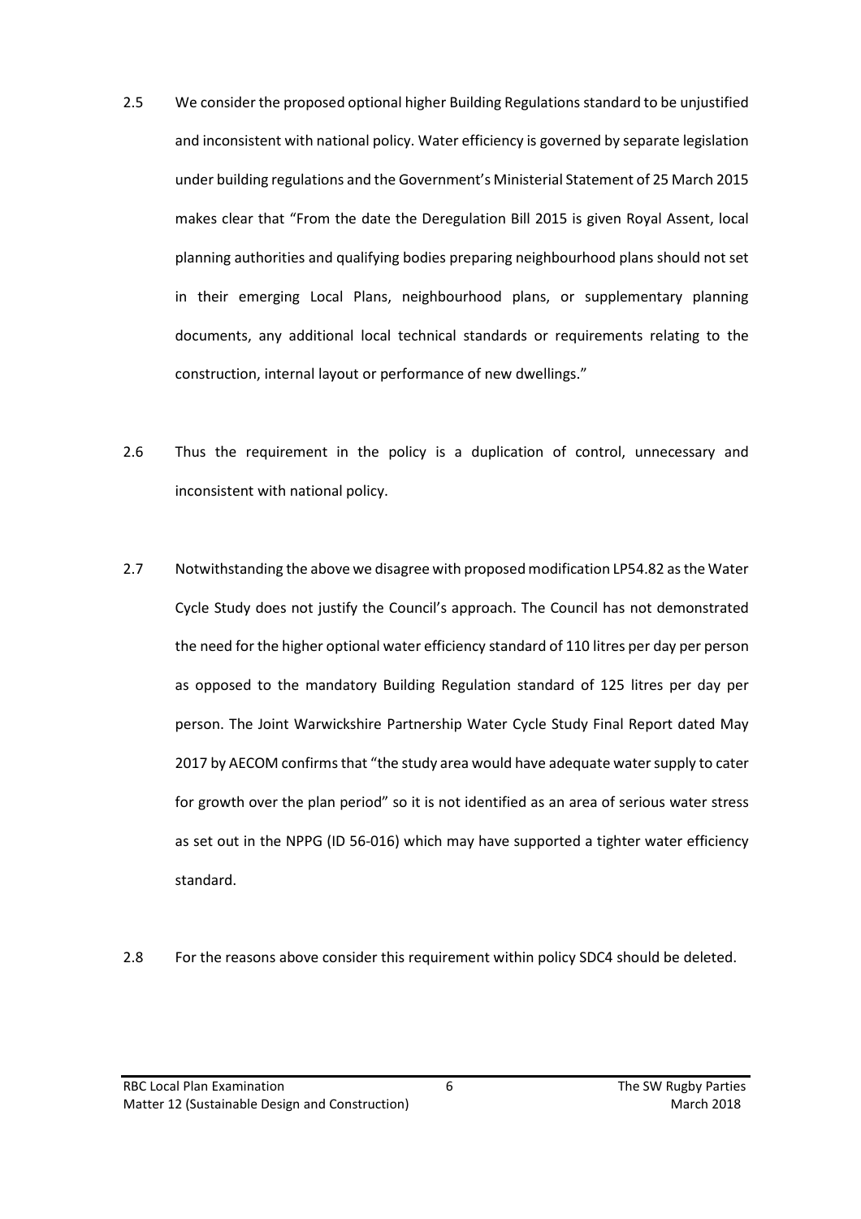2.5 We consider the proposed optional higher Building Regulations standard to be unjustified and inconsistent with national policy. Water efficiency is governed by separate legislation under building regulations and the Government's Ministerial Statement of 25 March 2015 makes clear that "From the date the Deregulation Bill 2015 is given Royal Assent, local planning authorities and qualifying bodies preparing neighbourhood plans should not set in their emerging Local Plans, neighbourhood plans, or supplementary planning documents, any additional local technical standards or requirements relating to the construction, internal layout or performance of new dwellings."

2.6 Thus the requirement in the policy is a duplication of control, unnecessary and inconsistent with national policy.

2.7 Notwithstanding the above we disagree with proposed modification LP54.82 as the Water Cycle Study does not justify the Council's approach. The Council has not demonstrated the need for the higher optional water efficiency standard of 110 litres per day per person as opposed to the mandatory Building Regulation standard of 125 litres per day per person. The Joint Warwickshire Partnership Water Cycle Study Final Report dated May 2017 by AECOM confirms that "the study area would have adequate water supply to cater for growth over the plan period" so it is not identified as an area of serious water stress as set out in the NPPG (ID 56-016) which may have supported a tighter water efficiency standard.

2.8 For the reasons above consider this requirement within policy SDC4 should be deleted.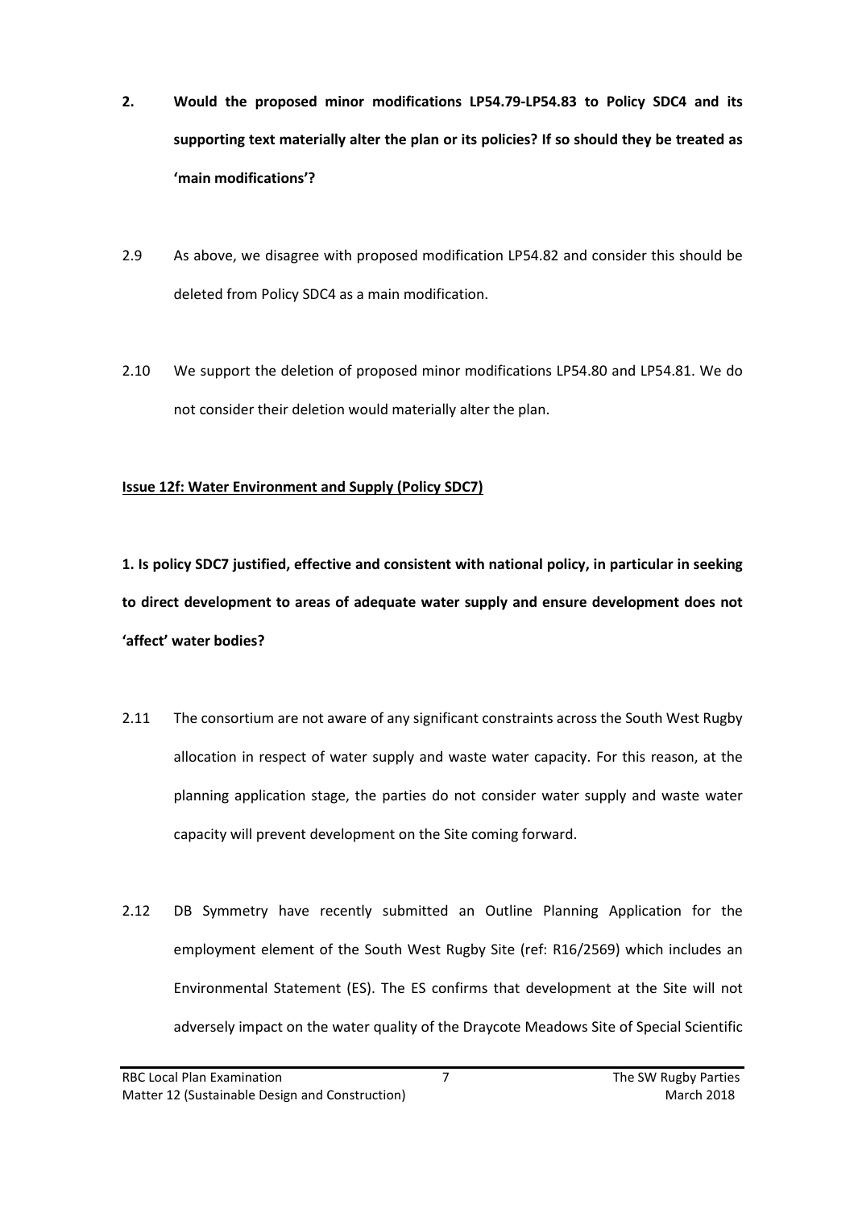**2. Would the proposed minor modifications LP54.79-LP54.83 to Policy SDC4 and its supporting text materially alter the plan or its policies? If so should they be treated as 'main modifications'?**

2.9 As above, we disagree with proposed modification LP54.82 and consider this should be deleted from Policy SDC4 as a main modification.

2.10 We support the deletion of proposed minor modifications LP54.80 and LP54.81. We do not consider their deletion would materially alter the plan.

**Issue 12f: Water Environment and Supply (Policy SDC7)**

**1. Is policy SDC7 justified, effective and consistent with national policy, in particular in seeking to direct development to areas of adequate water supply and ensure development does not 'affect' water bodies?**

2.11 The consortium are not aware of any significant constraints across the South West Rugby allocation in respect of water supply and waste water capacity. For this reason, at the planning application stage, the parties do not consider water supply and waste water capacity will prevent development on the Site coming forward.

2.12 DB Symmetry have recently submitted an Outline Planning Application for the employment element of the South West Rugby Site (ref: R16/2569) which includes an Environmental Statement (ES). The ES confirms that development at the Site will not adversely impact on the water quality of the Draycote Meadows Site of Special Scientific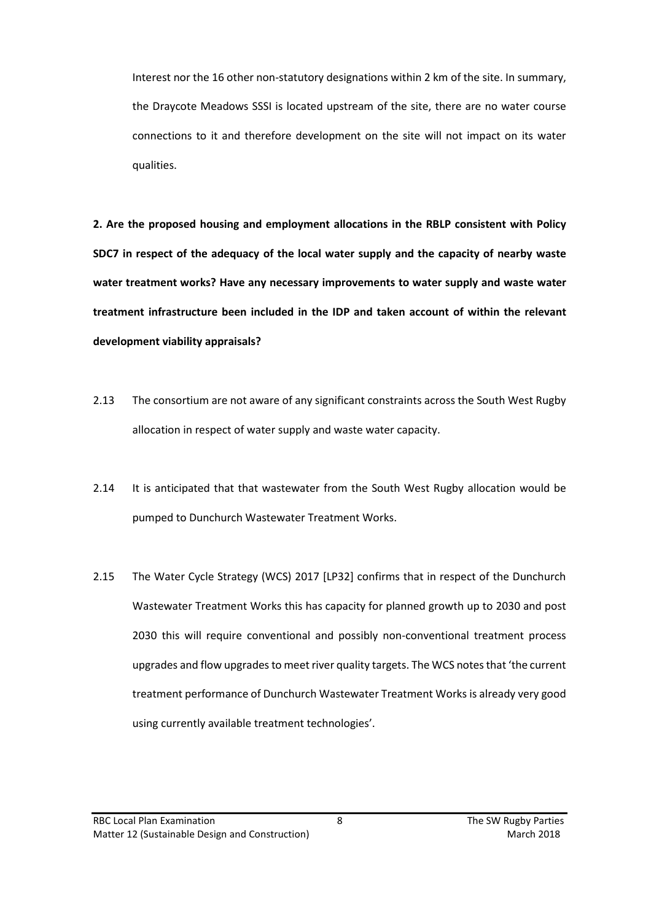Interest nor the 16 other non-statutory designations within 2 km of the site. In summary, the Draycote Meadows SSSI is located upstream of the site, there are no water course connections to it and therefore development on the site will not impact on its water qualities.

**2. Are the proposed housing and employment allocations in the RBLP consistent with Policy SDC7 in respect of the adequacy of the local water supply and the capacity of nearby waste water treatment works? Have any necessary improvements to water supply and waste water treatment infrastructure been included in the IDP and taken account of within the relevant development viability appraisals?**

2.13 The consortium are not aware of any significant constraints across the South West Rugby allocation in respect of water supply and waste water capacity.

2.14 It is anticipated that that wastewater from the South West Rugby allocation would be pumped to Dunchurch Wastewater Treatment Works.

2.15 The Water Cycle Strategy (WCS) 2017 [LP32] confirms that in respect of the Dunchurch Wastewater Treatment Works this has capacity for planned growth up to 2030 and post 2030 this will require conventional and possibly non-conventional treatment process upgrades and flow upgrades to meet river quality targets. The WCS notes that 'the current treatment performance of Dunchurch Wastewater Treatment Works is already very good using currently available treatment technologies'.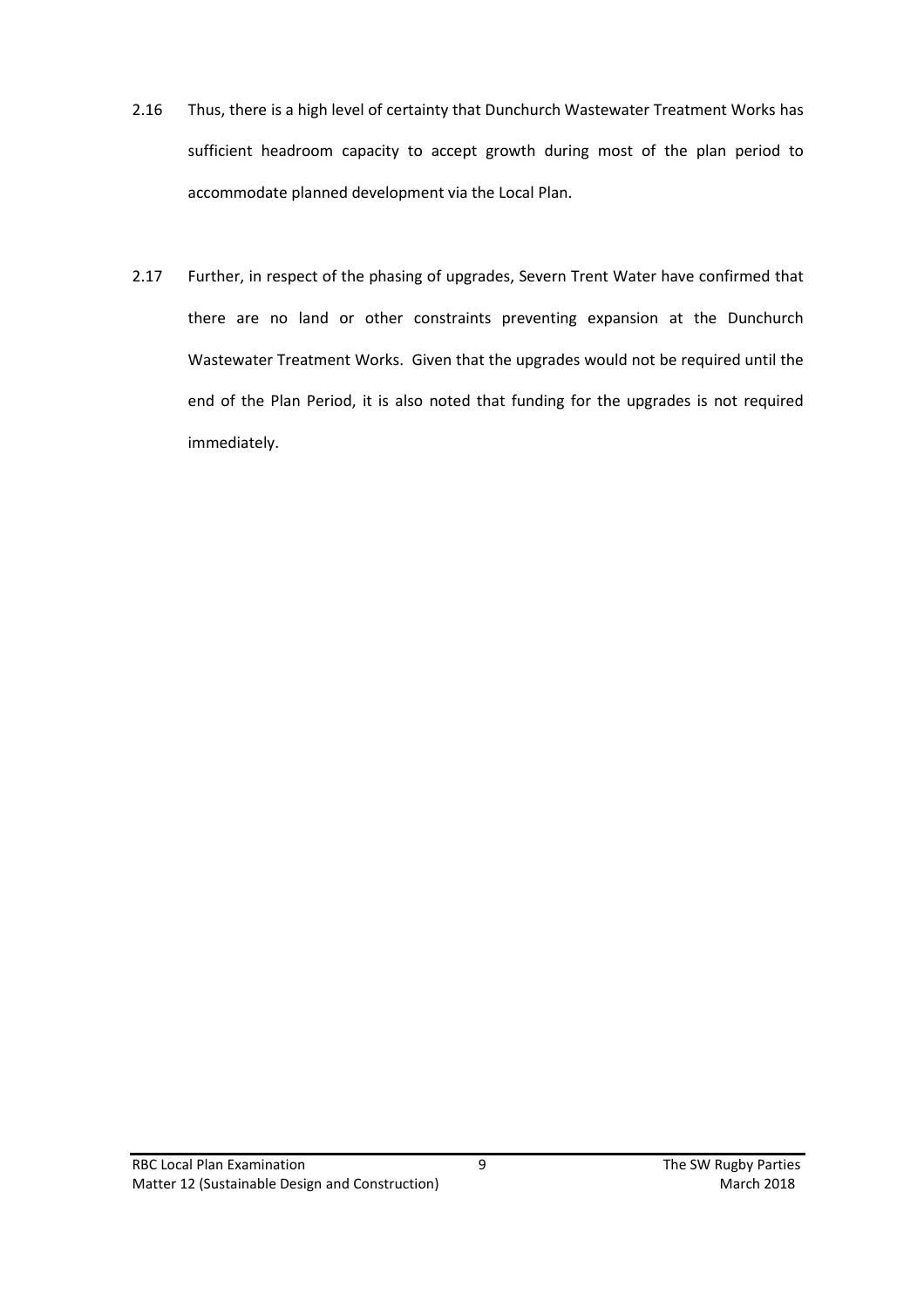2.16 Thus, there is a high level of certainty that Dunchurch Wastewater Treatment Works has sufficient headroom capacity to accept growth during most of the plan period to accommodate planned development via the Local Plan.

2.17 Further, in respect of the phasing of upgrades, Severn Trent Water have confirmed that there are no land or other constraints preventing expansion at the Dunchurch Wastewater Treatment Works. Given that the upgrades would not be required until the end of the Plan Period, it is also noted that funding for the upgrades is not required immediately.